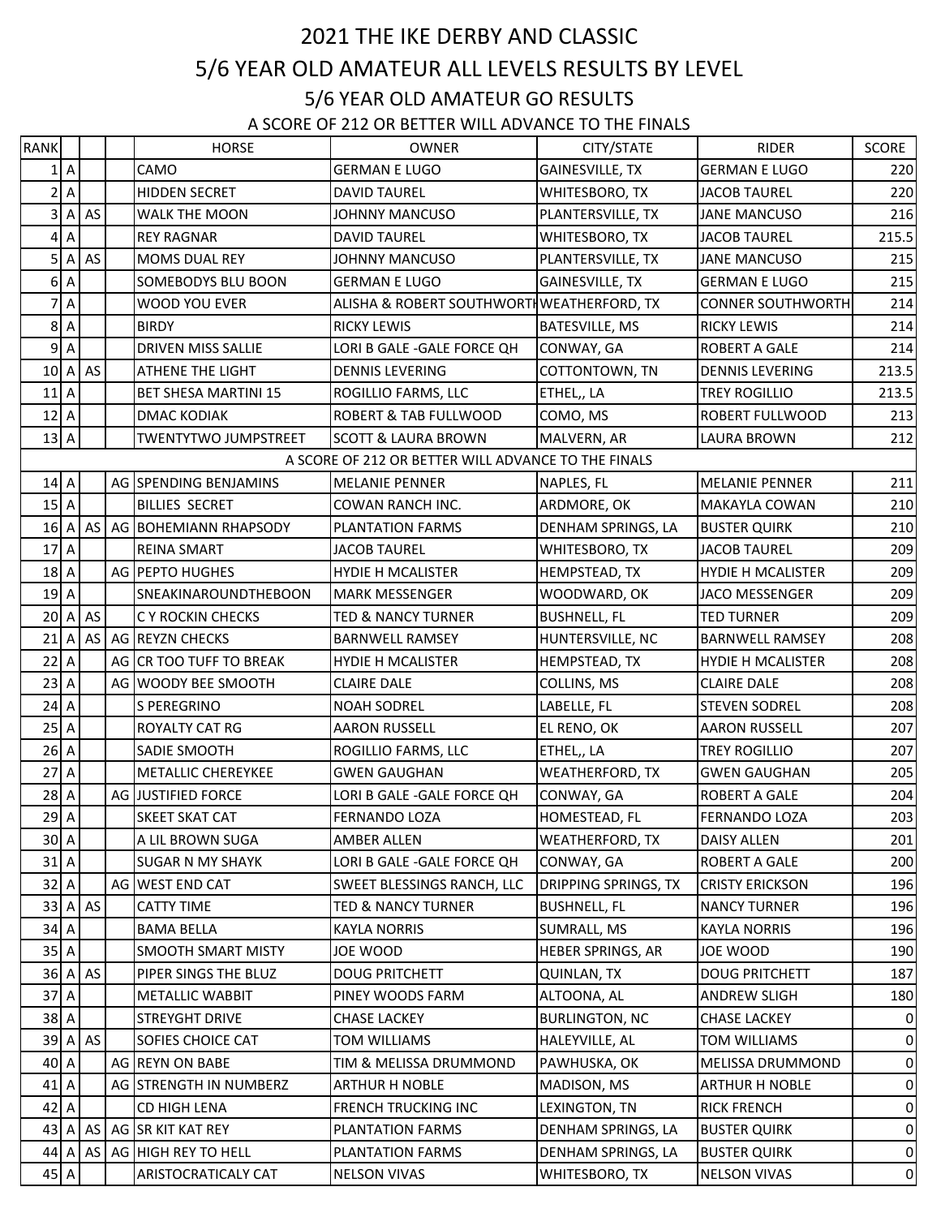# 2021 THE IKE DERBY AND CLASSIC

## 5/6 YEAR OLD AMATEUR ALL LEVELS RESULTS BY LEVEL

### 5/6 YEAR OLD AMATEUR GO RESULTS

A SCORE OF 212 OR BETTER WILL ADVANCE TO THE FINALS

| RANK | | | | HORSE | OWNER | CITY/STATE | RIDER | SCORE |
|---|---|---|---|---|---|---|---|---|
| 1 | A | | | CAMO | GERMAN E LUGO | GAINESVILLE, TX | GERMAN E LUGO | 220 |
| 2 | A | | | HIDDEN SECRET | DAVID TAUREL | WHITESBORO, TX | JACOB TAUREL | 220 |
| 3 | A | AS | | WALK THE MOON | JOHNNY MANCUSO | PLANTERSVILLE, TX | JANE MANCUSO | 216 |
| 4 | A | | | REY RAGNAR | DAVID TAUREL | WHITESBORO, TX | JACOB TAUREL | 215.5 |
| 5 | A | AS | | MOMS DUAL REY | JOHNNY MANCUSO | PLANTERSVILLE, TX | JANE MANCUSO | 215 |
| 6 | A | | | SOMEBODYS BLU BOON | GERMAN E LUGO | GAINESVILLE, TX | GERMAN E LUGO | 215 |
| 7 | A | | | WOOD YOU EVER | ALISHA & ROBERT SOUTHWORTH | WEATHERFORD, TX | CONNER SOUTHWORTH | 214 |
| 8 | A | | | BIRDY | RICKY LEWIS | BATESVILLE, MS | RICKY LEWIS | 214 |
| 9 | A | | | DRIVEN MISS SALLIE | LORI B GALE -GALE FORCE QH | CONWAY, GA | ROBERT A GALE | 214 |
| 10 | A | AS | | ATHENE THE LIGHT | DENNIS LEVERING | COTTONTOWN, TN | DENNIS LEVERING | 213.5 |
| 11 | A | | | BET SHESA MARTINI 15 | ROGILLIO FARMS, LLC | ETHEL,, LA | TREY ROGILLIO | 213.5 |
| 12 | A | | | DMAC KODIAK | ROBERT & TAB FULLWOOD | COMO, MS | ROBERT FULLWOOD | 213 |
| 13 | A | | | TWENTYTWO JUMPSTREET | SCOTT & LAURA BROWN | MALVERN, AR | LAURA BROWN | 212 |
| | | | | A SCORE OF 212 OR BETTER WILL ADVANCE TO THE FINALS | | | | |
| 14 | A | | AG | SPENDING BENJAMINS | MELANIE PENNER | NAPLES, FL | MELANIE PENNER | 211 |
| 15 | A | | | BILLIES SECRET | COWAN RANCH INC. | ARDMORE, OK | MAKAYLA COWAN | 210 |
| 16 | A | AS | AG | BOHEMIANN RHAPSODY | PLANTATION FARMS | DENHAM SPRINGS, LA | BUSTER QUIRK | 210 |
| 17 | A | | | REINA SMART | JACOB TAUREL | WHITESBORO, TX | JACOB TAUREL | 209 |
| 18 | A | | AG | PEPTO HUGHES | HYDIE H MCALISTER | HEMPSTEAD, TX | HYDIE H MCALISTER | 209 |
| 19 | A | | | SNEAKINAROUNDTHEBOON | MARK MESSENGER | WOODWARD, OK | JACO MESSENGER | 209 |
| 20 | A | AS | | C Y ROCKIN CHECKS | TED & NANCY TURNER | BUSHNELL, FL | TED TURNER | 209 |
| 21 | A | AS | AG | REYZN CHECKS | BARNWELL RAMSEY | HUNTERSVILLE, NC | BARNWELL RAMSEY | 208 |
| 22 | A | | AG | CR TOO TUFF TO BREAK | HYDIE H MCALISTER | HEMPSTEAD, TX | HYDIE H MCALISTER | 208 |
| 23 | A | | AG | WOODY BEE SMOOTH | CLAIRE DALE | COLLINS, MS | CLAIRE DALE | 208 |
| 24 | A | | | S PEREGRINO | NOAH SODREL | LABELLE, FL | STEVEN SODREL | 208 |
| 25 | A | | | ROYALTY CAT RG | AARON RUSSELL | EL RENO, OK | AARON RUSSELL | 207 |
| 26 | A | | | SADIE SMOOTH | ROGILLIO FARMS, LLC | ETHEL,, LA | TREY ROGILLIO | 207 |
| 27 | A | | | METALLIC CHEREYKEE | GWEN GAUGHAN | WEATHERFORD, TX | GWEN GAUGHAN | 205 |
| 28 | A | | AG | JUSTIFIED FORCE | LORI B GALE -GALE FORCE QH | CONWAY, GA | ROBERT A GALE | 204 |
| 29 | A | | | SKEET SKAT CAT | FERNANDO LOZA | HOMESTEAD, FL | FERNANDO LOZA | 203 |
| 30 | A | | | A LIL BROWN SUGA | AMBER ALLEN | WEATHERFORD, TX | DAISY ALLEN | 201 |
| 31 | A | | | SUGAR N MY SHAYK | LORI B GALE -GALE FORCE QH | CONWAY, GA | ROBERT A GALE | 200 |
| 32 | A | | AG | WEST END CAT | SWEET BLESSINGS RANCH, LLC | DRIPPING SPRINGS, TX | CRISTY ERICKSON | 196 |
| 33 | A | AS | | CATTY TIME | TED & NANCY TURNER | BUSHNELL, FL | NANCY TURNER | 196 |
| 34 | A | | | BAMA BELLA | KAYLA NORRIS | SUMRALL, MS | KAYLA NORRIS | 196 |
| 35 | A | | | SMOOTH SMART MISTY | JOE WOOD | HEBER SPRINGS, AR | JOE WOOD | 190 |
| 36 | A | AS | | PIPER SINGS THE BLUZ | DOUG PRITCHETT | QUINLAN, TX | DOUG PRITCHETT | 187 |
| 37 | A | | | METALLIC WABBIT | PINEY WOODS FARM | ALTOONA, AL | ANDREW SLIGH | 180 |
| 38 | A | | | STREYGHT DRIVE | CHASE LACKEY | BURLINGTON, NC | CHASE LACKEY | 0 |
| 39 | A | AS | | SOFIES CHOICE CAT | TOM WILLIAMS | HALEYVILLE, AL | TOM WILLIAMS | 0 |
| 40 | A | | AG | REYN ON BABE | TIM & MELISSA DRUMMOND | PAWHUSKA, OK | MELISSA DRUMMOND | 0 |
| 41 | A | | AG | STRENGTH IN NUMBERZ | ARTHUR H NOBLE | MADISON, MS | ARTHUR H NOBLE | 0 |
| 42 | A | | | CD HIGH LENA | FRENCH TRUCKING INC | LEXINGTON, TN | RICK FRENCH | 0 |
| 43 | A | AS | AG | SR KIT KAT REY | PLANTATION FARMS | DENHAM SPRINGS, LA | BUSTER QUIRK | 0 |
| 44 | A | AS | AG | HIGH REY TO HELL | PLANTATION FARMS | DENHAM SPRINGS, LA | BUSTER QUIRK | 0 |
| 45 | A | | | ARISTOCRATICALY CAT | NELSON VIVAS | WHITESBORO, TX | NELSON VIVAS | 0 |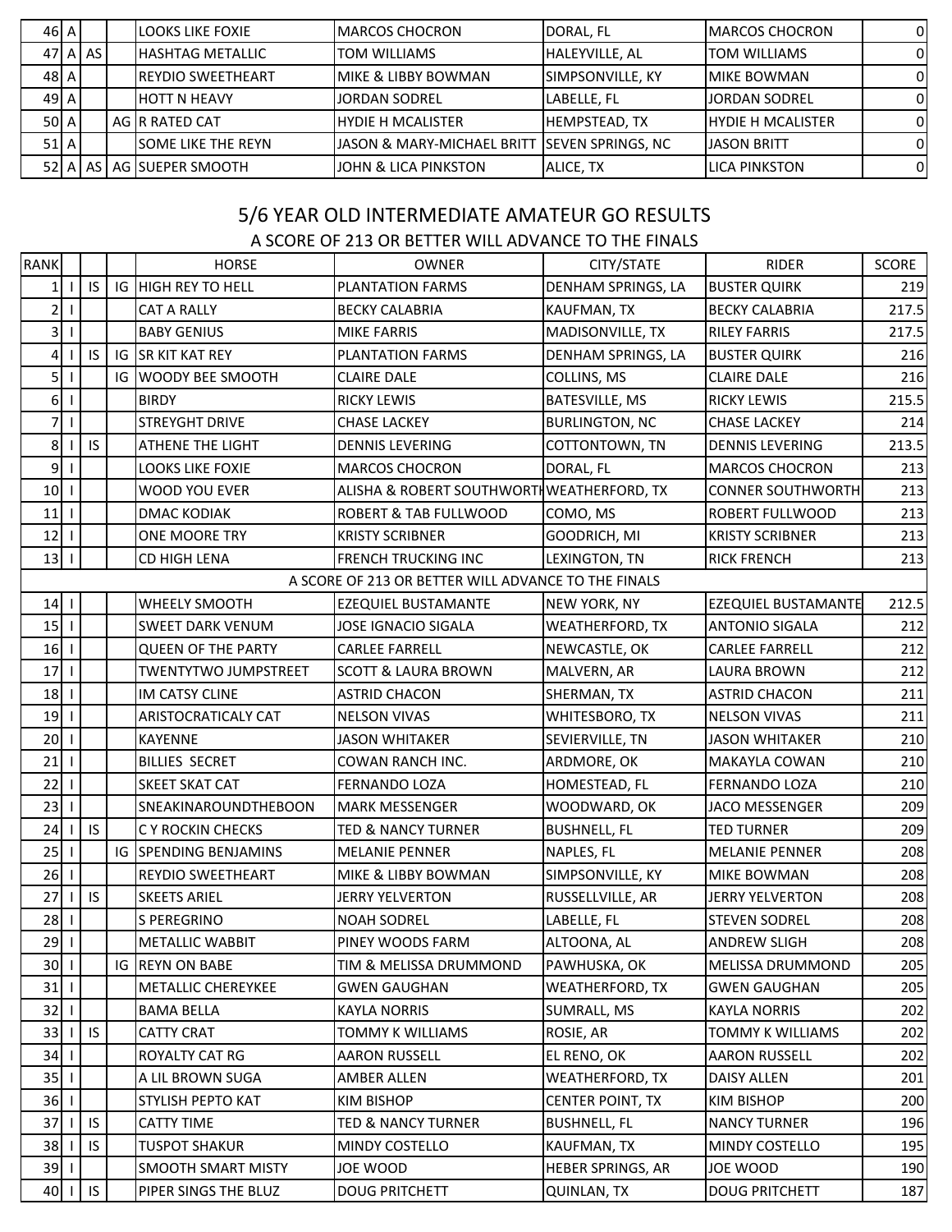| | | | | | | | | |
|---|---|---|---|---|---|---|---|---|
| 46 | A | | | LOOKS LIKE FOXIE | MARCOS CHOCRON | DORAL, FL | MARCOS CHOCRON | 0 |
| 47 | A | AS | | HASHTAG METALLIC | TOM WILLIAMS | HALEYVILLE, AL | TOM WILLIAMS | 0 |
| 48 | A | | | REYDIO SWEETHEART | MIKE & LIBBY BOWMAN | SIMPSONVILLE, KY | MIKE BOWMAN | 0 |
| 49 | A | | | HOTT N HEAVY | JORDAN SODREL | LABELLE, FL | JORDAN SODREL | 0 |
| 50 | A | | AG | R RATED CAT | HYDIE H MCALISTER | HEMPSTEAD, TX | HYDIE H MCALISTER | 0 |
| 51 | A | | | SOME LIKE THE REYN | JASON & MARY-MICHAEL BRITT | SEVEN SPRINGS, NC | JASON BRITT | 0 |
| 52 | A | AS | AG | SUEPER SMOOTH | JOHN & LICA PINKSTON | ALICE, TX | LICA PINKSTON | 0 |

## 5/6 YEAR OLD INTERMEDIATE AMATEUR GO RESULTS

A SCORE OF 213 OR BETTER WILL ADVANCE TO THE FINALS

| RANK | | | | HORSE | OWNER | CITY/STATE | RIDER | SCORE |
|---|---|---|---|---|---|---|---|---|
| 1 | I | IS | IG | HIGH REY TO HELL | PLANTATION FARMS | DENHAM SPRINGS, LA | BUSTER QUIRK | 219 |
| 2 | I | | | CAT A RALLY | BECKY CALABRIA | KAUFMAN, TX | BECKY CALABRIA | 217.5 |
| 3 | I | | | BABY GENIUS | MIKE FARRIS | MADISONVILLE, TX | RILEY FARRIS | 217.5 |
| 4 | I | IS | IG | SR KIT KAT REY | PLANTATION FARMS | DENHAM SPRINGS, LA | BUSTER QUIRK | 216 |
| 5 | I | | IG | WOODY BEE SMOOTH | CLAIRE DALE | COLLINS, MS | CLAIRE DALE | 216 |
| 6 | I | | | BIRDY | RICKY LEWIS | BATESVILLE, MS | RICKY LEWIS | 215.5 |
| 7 | I | | | STREYGHT DRIVE | CHASE LACKEY | BURLINGTON, NC | CHASE LACKEY | 214 |
| 8 | I | IS | | ATHENE THE LIGHT | DENNIS LEVERING | COTTONTOWN, TN | DENNIS LEVERING | 213.5 |
| 9 | I | | | LOOKS LIKE FOXIE | MARCOS CHOCRON | DORAL, FL | MARCOS CHOCRON | 213 |
| 10 | I | | | WOOD YOU EVER | ALISHA & ROBERT SOUTHWORTH | WEATHERFORD, TX | CONNER SOUTHWORTH | 213 |
| 11 | I | | | DMAC KODIAK | ROBERT & TAB FULLWOOD | COMO, MS | ROBERT FULLWOOD | 213 |
| 12 | I | | | ONE MOORE TRY | KRISTY SCRIBNER | GOODRICH, MI | KRISTY SCRIBNER | 213 |
| 13 | I | | | CD HIGH LENA | FRENCH TRUCKING INC | LEXINGTON, TN | RICK FRENCH | 213 |
| | | | | A SCORE OF 213 OR BETTER WILL ADVANCE TO THE FINALS | | | | |
| 14 | I | | | WHEELY SMOOTH | EZEQUIEL BUSTAMANTE | NEW YORK, NY | EZEQUIEL BUSTAMANTE | 212.5 |
| 15 | I | | | SWEET DARK VENUM | JOSE IGNACIO SIGALA | WEATHERFORD, TX | ANTONIO SIGALA | 212 |
| 16 | I | | | QUEEN OF THE PARTY | CARLEE FARRELL | NEWCASTLE, OK | CARLEE FARRELL | 212 |
| 17 | I | | | TWENTYTWO JUMPSTREET | SCOTT & LAURA BROWN | MALVERN, AR | LAURA BROWN | 212 |
| 18 | I | | | IM CATSY CLINE | ASTRID CHACON | SHERMAN, TX | ASTRID CHACON | 211 |
| 19 | I | | | ARISTOCRATICALY CAT | NELSON VIVAS | WHITESBORO, TX | NELSON VIVAS | 211 |
| 20 | I | | | KAYENNE | JASON WHITAKER | SEVIERVILLE, TN | JASON WHITAKER | 210 |
| 21 | I | | | BILLIES SECRET | COWAN RANCH INC. | ARDMORE, OK | MAKAYLA COWAN | 210 |
| 22 | I | | | SKEET SKAT CAT | FERNANDO LOZA | HOMESTEAD, FL | FERNANDO LOZA | 210 |
| 23 | I | | | SNEAKINAROUNDTHEBOON | MARK MESSENGER | WOODWARD, OK | JACO MESSENGER | 209 |
| 24 | I | IS | | C Y ROCKIN CHECKS | TED & NANCY TURNER | BUSHNELL, FL | TED TURNER | 209 |
| 25 | I | | IG | SPENDING BENJAMINS | MELANIE PENNER | NAPLES, FL | MELANIE PENNER | 208 |
| 26 | I | | | REYDIO SWEETHEART | MIKE & LIBBY BOWMAN | SIMPSONVILLE, KY | MIKE BOWMAN | 208 |
| 27 | I | IS | | SKEETS ARIEL | JERRY YELVERTON | RUSSELLVILLE, AR | JERRY YELVERTON | 208 |
| 28 | I | | | S PEREGRINO | NOAH SODREL | LABELLE, FL | STEVEN SODREL | 208 |
| 29 | I | | | METALLIC WABBIT | PINEY WOODS FARM | ALTOONA, AL | ANDREW SLIGH | 208 |
| 30 | I | | IG | REYN ON BABE | TIM & MELISSA DRUMMOND | PAWHUSKA, OK | MELISSA DRUMMOND | 205 |
| 31 | I | | | METALLIC CHEREYKEE | GWEN GAUGHAN | WEATHERFORD, TX | GWEN GAUGHAN | 205 |
| 32 | I | | | BAMA BELLA | KAYLA NORRIS | SUMRALL, MS | KAYLA NORRIS | 202 |
| 33 | I | IS | | CATTY CRAT | TOMMY K WILLIAMS | ROSIE, AR | TOMMY K WILLIAMS | 202 |
| 34 | I | | | ROYALTY CAT RG | AARON RUSSELL | EL RENO, OK | AARON RUSSELL | 202 |
| 35 | I | | | A LIL BROWN SUGA | AMBER ALLEN | WEATHERFORD, TX | DAISY ALLEN | 201 |
| 36 | I | | | STYLISH PEPTO KAT | KIM BISHOP | CENTER POINT, TX | KIM BISHOP | 200 |
| 37 | I | IS | | CATTY TIME | TED & NANCY TURNER | BUSHNELL, FL | NANCY TURNER | 196 |
| 38 | I | IS | | TUSPOT SHAKUR | MINDY COSTELLO | KAUFMAN, TX | MINDY COSTELLO | 195 |
| 39 | I | | | SMOOTH SMART MISTY | JOE WOOD | HEBER SPRINGS, AR | JOE WOOD | 190 |
| 40 | I | IS | | PIPER SINGS THE BLUZ | DOUG PRITCHETT | QUINLAN, TX | DOUG PRITCHETT | 187 |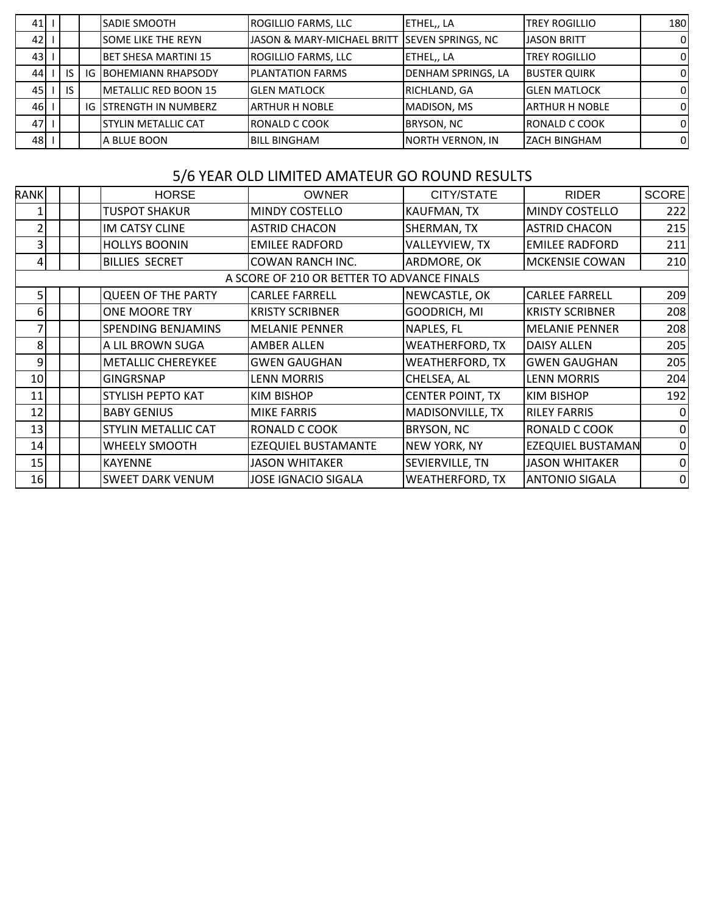| | | | | | | | | |
|---|---|---|---|---|---|---|---|---|
| 41 | I | | | SADIE SMOOTH | ROGILLIO FARMS, LLC | ETHEL,, LA | TREY ROGILLIO | 180 |
| 42 | I | | | SOME LIKE THE REYN | JASON & MARY-MICHAEL BRITT | SEVEN SPRINGS, NC | JASON BRITT | 0 |
| 43 | I | | | BET SHESA MARTINI 15 | ROGILLIO FARMS, LLC | ETHEL,, LA | TREY ROGILLIO | 0 |
| 44 | I | IS | IG | BOHEMIANN RHAPSODY | PLANTATION FARMS | DENHAM SPRINGS, LA | BUSTER QUIRK | 0 |
| 45 | I | IS | | METALLIC RED BOON 15 | GLEN MATLOCK | RICHLAND, GA | GLEN MATLOCK | 0 |
| 46 | I | | IG | STRENGTH IN NUMBERZ | ARTHUR H NOBLE | MADISON, MS | ARTHUR H NOBLE | 0 |
| 47 | I | | | STYLIN METALLIC CAT | RONALD C COOK | BRYSON, NC | RONALD C COOK | 0 |
| 48 | I | | | A BLUE BOON | BILL BINGHAM | NORTH VERNON, IN | ZACH BINGHAM | 0 |

## 5/6 YEAR OLD LIMITED AMATEUR GO ROUND RESULTS

| RANK | | | | HORSE | OWNER | CITY/STATE | RIDER | SCORE |
|---|---|---|---|---|---|---|---|---|
| 1 | | | | TUSPOT SHAKUR | MINDY COSTELLO | KAUFMAN, TX | MINDY COSTELLO | 222 |
| 2 | | | | IM CATSY CLINE | ASTRID CHACON | SHERMAN, TX | ASTRID CHACON | 215 |
| 3 | | | | HOLLYS BOONIN | EMILEE RADFORD | VALLEYVIEW, TX | EMILEE RADFORD | 211 |
| 4 | | | | BILLIES SECRET | COWAN RANCH INC. | ARDMORE, OK | MCKENSIE COWAN | 210 |
| A SCORE OF 210 OR BETTER TO ADVANCE FINALS | | | | | | | | |
| 5 | | | | QUEEN OF THE PARTY | CARLEE FARRELL | NEWCASTLE, OK | CARLEE FARRELL | 209 |
| 6 | | | | ONE MOORE TRY | KRISTY SCRIBNER | GOODRICH, MI | KRISTY SCRIBNER | 208 |
| 7 | | | | SPENDING BENJAMINS | MELANIE PENNER | NAPLES, FL | MELANIE PENNER | 208 |
| 8 | | | | A LIL BROWN SUGA | AMBER ALLEN | WEATHERFORD, TX | DAISY ALLEN | 205 |
| 9 | | | | METALLIC CHEREYKEE | GWEN GAUGHAN | WEATHERFORD, TX | GWEN GAUGHAN | 205 |
| 10 | | | | GINGRSNAP | LENN MORRIS | CHELSEA, AL | LENN MORRIS | 204 |
| 11 | | | | STYLISH PEPTO KAT | KIM BISHOP | CENTER POINT, TX | KIM BISHOP | 192 |
| 12 | | | | BABY GENIUS | MIKE FARRIS | MADISONVILLE, TX | RILEY FARRIS | 0 |
| 13 | | | | STYLIN METALLIC CAT | RONALD C COOK | BRYSON, NC | RONALD C COOK | 0 |
| 14 | | | | WHEELY SMOOTH | EZEQUIEL BUSTAMANTE | NEW YORK, NY | EZEQUIEL BUSTAMAN | 0 |
| 15 | | | | KAYENNE | JASON WHITAKER | SEVIERVILLE, TN | JASON WHITAKER | 0 |
| 16 | | | | SWEET DARK VENUM | JOSE IGNACIO SIGALA | WEATHERFORD, TX | ANTONIO SIGALA | 0 |